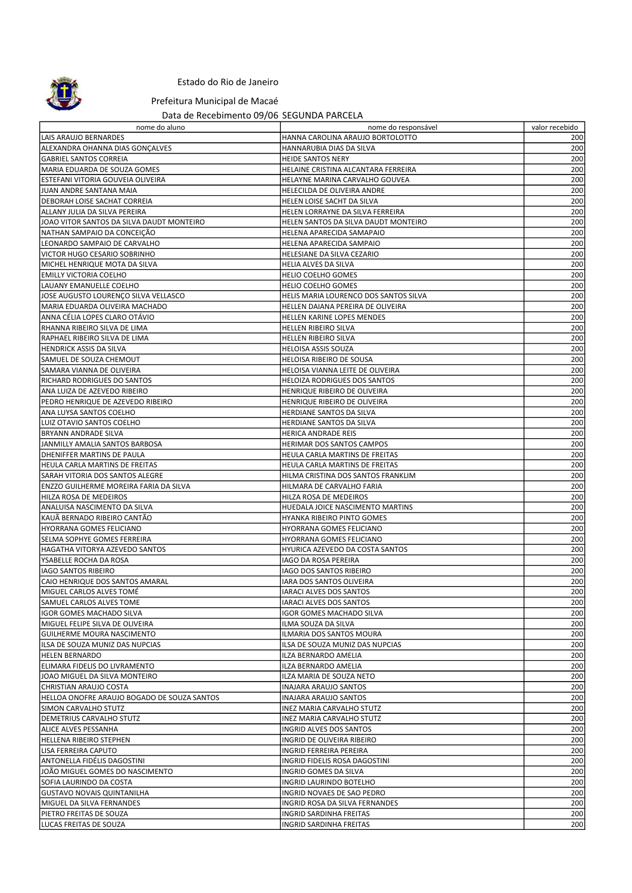Estado do Rio de Janeiro

Prefeitura Municipal de Macaé

Data de Recebimento 09/06 SEGUNDA PARCELA

| nome do aluno | nome do responsável | valor recebido |
|---|---|---|
| LAIS ARAUJO BERNARDES | HANNA CAROLINA ARAUJO BORTOLOTTO | 200 |
| ALEXANDRA OHANNA DIAS GONÇALVES | HANNARUBIA DIAS DA SILVA | 200 |
| GABRIEL SANTOS CORREIA | HEIDE SANTOS NERY | 200 |
| MARIA EDUARDA DE SOUZA GOMES | HELAINE CRISTINA ALCANTARA FERREIRA | 200 |
| ESTEFANI VITORIA GOUVEIA OLIVEIRA | HELAYNE MARINA CARVALHO GOUVEA | 200 |
| JUAN ANDRE SANTANA MAIA | HELECILDA DE OLIVEIRA ANDRE | 200 |
| DEBORAH LOISE SACHAT CORREIA | HELEN LOISE SACHT DA SILVA | 200 |
| ALLANY JULIA DA SILVA PEREIRA | HELEN LORRAYNE DA SILVA FERREIRA | 200 |
| JOAO VITOR SANTOS DA SILVA DAUDT MONTEIRO | HELEN SANTOS DA SILVA DAUDT MONTEIRO | 200 |
| NATHAN SAMPAIO DA CONCEIÇÃO | HELENA APARECIDA SAMAPAIO | 200 |
| LEONARDO SAMPAIO DE CARVALHO | HELENA APARECIDA SAMPAIO | 200 |
| VICTOR HUGO CESARIO SOBRINHO | HELESIANE DA SILVA CEZARIO | 200 |
| MICHEL HENRIQUE MOTA DA SILVA | HELIA ALVES DA SILVA | 200 |
| EMILLY VICTORIA COELHO | HELIO COELHO GOMES | 200 |
| LAUANY EMANUELLE COELHO | HELIO COELHO GOMES | 200 |
| JOSE AUGUSTO LOURENÇO SILVA VELLASCO | HELIS MARIA LOURENCO DOS SANTOS SILVA | 200 |
| MARIA EDUARDA OLIVEIRA MACHADO | HELLEN DAIANA PEREIRA DE OLIVEIRA | 200 |
| ANNA CÉLIA LOPES CLARO OTÁVIO | HELLEN KARINE LOPES MENDES | 200 |
| RHANNA RIBEIRO SILVA DE LIMA | HELLEN RIBEIRO SILVA | 200 |
| RAPHAEL RIBEIRO SILVA DE LIMA | HELLEN RIBEIRO SILVA | 200 |
| HENDRICK ASSIS DA SILVA | HELOISA ASSIS SOUZA | 200 |
| SAMUEL DE SOUZA CHEMOUT | HELOISA RIBEIRO DE SOUSA | 200 |
| SAMARA VIANNA DE OLIVEIRA | HELOISA VIANNA LEITE DE OLIVEIRA | 200 |
| RICHARD RODRIGUES DO SANTOS | HELOIZA RODRIGUES DOS SANTOS | 200 |
| ANA LUIZA DE AZEVEDO RIBEIRO | HENRIQUE RIBEIRO DE OLIVEIRA | 200 |
| PEDRO HENRIQUE DE AZEVEDO RIBEIRO | HENRIQUE RIBEIRO DE OLIVEIRA | 200 |
| ANA LUYSA SANTOS COELHO | HERDIANE SANTOS DA SILVA | 200 |
| LUIZ OTAVIO SANTOS COELHO | HERDIANE SANTOS DA SILVA | 200 |
| BRYANN ANDRADE SILVA | HERICA ANDRADE REIS | 200 |
| JANMILLY AMALIA SANTOS BARBOSA | HERIMAR DOS SANTOS CAMPOS | 200 |
| DHENIFFER MARTINS DE PAULA | HEULA CARLA MARTINS DE FREITAS | 200 |
| HEULA CARLA MARTINS DE FREITAS | HEULA CARLA MARTINS DE FREITAS | 200 |
| SARAH VITORIA DOS SANTOS ALEGRE | HILMA CRISTINA DOS SANTOS FRANKLIM | 200 |
| ENZZO GUILHERME MOREIRA FARIA DA SILVA | HILMARA DE CARVALHO FARIA | 200 |
| HILZA ROSA DE MEDEIROS | HILZA ROSA DE MEDEIROS | 200 |
| ANALUISA NASCIMENTO DA SILVA | HUEDALA JOICE NASCIMENTO MARTINS | 200 |
| KAUÃ BERNADO RIBEIRO CANTÃO | HYANKA RIBEIRO PINTO GOMES | 200 |
| HYORRANA GOMES FELICIANO | HYORRANA GOMES FELICIANO | 200 |
| SELMA SOPHYE GOMES FERREIRA | HYORRANA GOMES FELICIANO | 200 |
| HAGATHA VITORYA AZEVEDO SANTOS | HYURICA AZEVEDO DA COSTA SANTOS | 200 |
| YSABELLE ROCHA DA ROSA | IAGO DA ROSA PEREIRA | 200 |
| IAGO SANTOS RIBEIRO | IAGO DOS SANTOS RIBEIRO | 200 |
| CAIO HENRIQUE DOS SANTOS AMARAL | IARA DOS SANTOS OLIVEIRA | 200 |
| MIGUEL CARLOS ALVES TOMÉ | IARACI ALVES DOS SANTOS | 200 |
| SAMUEL CARLOS ALVES TOME | IARACI ALVES DOS SANTOS | 200 |
| IGOR GOMES MACHADO SILVA | IGOR GOMES MACHADO SILVA | 200 |
| MIGUEL FELIPE SILVA DE OLIVEIRA | ILMA SOUZA DA SILVA | 200 |
| GUILHERME MOURA NASCIMENTO | ILMARIA DOS SANTOS MOURA | 200 |
| ILSA DE SOUZA MUNIZ DAS NUPCIAS | ILSA DE SOUZA MUNIZ DAS NUPCIAS | 200 |
| HELEN BERNARDO | ILZA BERNARDO AMELIA | 200 |
| ELIMARA FIDELIS DO LIVRAMENTO | ILZA BERNARDO AMELIA | 200 |
| JOAO MIGUEL DA SILVA MONTEIRO | ILZA MARIA DE SOUZA NETO | 200 |
| CHRISTIAN ARAUJO COSTA | INAJARA ARAUJO SANTOS | 200 |
| HELLOA ONOFRE ARAUJO BOGADO DE SOUZA SANTOS | INAJARA ARAUJO SANTOS | 200 |
| SIMON CARVALHO STUTZ | INEZ MARIA CARVALHO STUTZ | 200 |
| DEMETRIUS CARVALHO STUTZ | INEZ MARIA CARVALHO STUTZ | 200 |
| ALICE ALVES PESSANHA | INGRID ALVES DOS SANTOS | 200 |
| HELLENA RIBEIRO STEPHEN | INGRID DE OLIVEIRA RIBEIRO | 200 |
| LISA FERREIRA CAPUTO | INGRID FERREIRA PEREIRA | 200 |
| ANTONELLA FIDÉLIS DAGOSTINI | INGRID FIDELIS ROSA DAGOSTINI | 200 |
| JOÃO MIGUEL GOMES DO NASCIMENTO | INGRID GOMES DA SILVA | 200 |
| SOFIA LAURINDO DA COSTA | INGRID LAURINDO BOTELHO | 200 |
| GUSTAVO NOVAIS QUINTANILHA | INGRID NOVAES DE SAO PEDRO | 200 |
| MIGUEL DA SILVA FERNANDES | INGRID ROSA DA SILVA FERNANDES | 200 |
| PIETRO FREITAS DE SOUZA | INGRID SARDINHA FREITAS | 200 |
| LUCAS FREITAS DE SOUZA | INGRID SARDINHA FREITAS | 200 |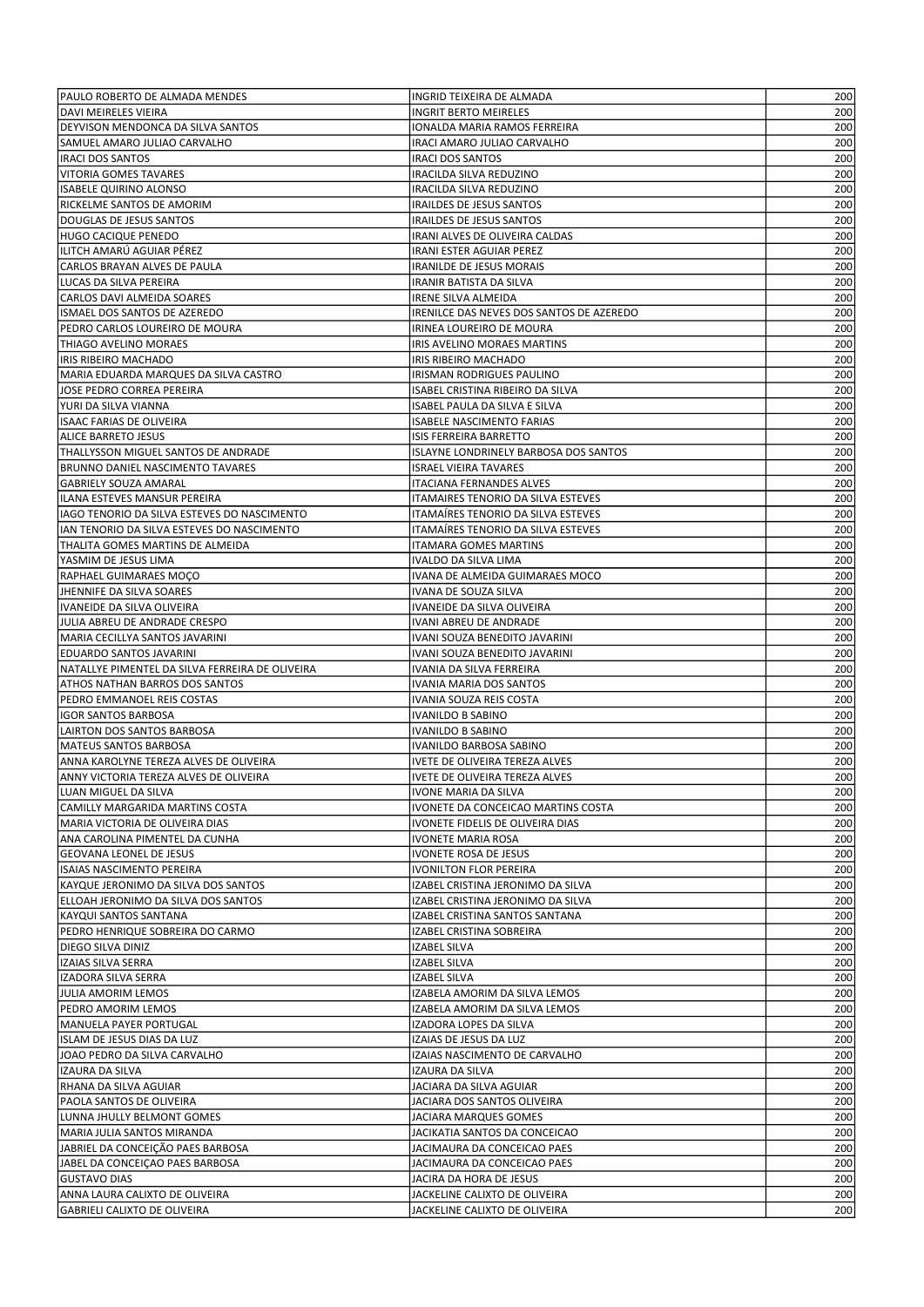| | | |
|---|---|---|
| PAULO ROBERTO DE ALMADA MENDES | INGRID TEIXEIRA DE ALMADA | 200 |
| DAVI MEIRELES VIEIRA | INGRIT BERTO MEIRELES | 200 |
| DEYVISON MENDONCA DA SILVA SANTOS | IONALDA MARIA RAMOS FERREIRA | 200 |
| SAMUEL AMARO JULIAO CARVALHO | IRACI AMARO JULIAO CARVALHO | 200 |
| IRACI DOS SANTOS | IRACI DOS SANTOS | 200 |
| VITORIA GOMES TAVARES | IRACILDA SILVA REDUZINO | 200 |
| ISABELE QUIRINO ALONSO | IRACILDA SILVA REDUZINO | 200 |
| RICKELME SANTOS DE AMORIM | IRAILDES DE JESUS SANTOS | 200 |
| DOUGLAS DE JESUS SANTOS | IRAILDES DE JESUS SANTOS | 200 |
| HUGO CACIQUE PENEDO | IRANI ALVES DE OLIVEIRA CALDAS | 200 |
| ILITCH AMARÚ AGUIAR PÉREZ | IRANI ESTER AGUIAR PEREZ | 200 |
| CARLOS BRAYAN ALVES DE PAULA | IRANILDE DE JESUS MORAIS | 200 |
| LUCAS DA SILVA PEREIRA | IRANIR BATISTA DA SILVA | 200 |
| CARLOS DAVI ALMEIDA SOARES | IRENE SILVA ALMEIDA | 200 |
| ISMAEL DOS SANTOS DE AZEREDO | IRENILCE DAS NEVES DOS SANTOS DE AZEREDO | 200 |
| PEDRO CARLOS LOUREIRO DE MOURA | IRINEA LOUREIRO DE MOURA | 200 |
| THIAGO AVELINO MORAES | IRIS AVELINO MORAES MARTINS | 200 |
| IRIS RIBEIRO MACHADO | IRIS RIBEIRO MACHADO | 200 |
| MARIA EDUARDA MARQUES DA SILVA CASTRO | IRISMAN RODRIGUES PAULINO | 200 |
| JOSE PEDRO CORREA PEREIRA | ISABEL CRISTINA RIBEIRO DA SILVA | 200 |
| YURI DA SILVA VIANNA | ISABEL PAULA DA SILVA E SILVA | 200 |
| ISAAC FARIAS DE OLIVEIRA | ISABELE NASCIMENTO FARIAS | 200 |
| ALICE BARRETO JESUS | ISIS FERREIRA BARRETTO | 200 |
| THALLYSSON MIGUEL SANTOS DE ANDRADE | ISLAYNE LONDRINELY BARBOSA DOS SANTOS | 200 |
| BRUNNO DANIEL NASCIMENTO TAVARES | ISRAEL VIEIRA TAVARES | 200 |
| GABRIELY SOUZA AMARAL | ITACIANA FERNANDES ALVES | 200 |
| ILANA ESTEVES MANSUR PEREIRA | ITAMAIRES TENORIO DA SILVA ESTEVES | 200 |
| IAGO TENORIO DA SILVA ESTEVES DO NASCIMENTO | ITAMAÍRES TENORIO DA SILVA ESTEVES | 200 |
| IAN TENORIO DA SILVA ESTEVES DO NASCIMENTO | ITAMAÍRES TENORIO DA SILVA ESTEVES | 200 |
| THALITA GOMES MARTINS DE ALMEIDA | ITAMARA GOMES MARTINS | 200 |
| YASMIM DE JESUS LIMA | IVALDO DA SILVA LIMA | 200 |
| RAPHAEL GUIMARAES MOÇO | IVANA DE ALMEIDA GUIMARAES MOCO | 200 |
| JHENNIFE DA SILVA SOARES | IVANA DE SOUZA SILVA | 200 |
| IVANEIDE DA SILVA OLIVEIRA | IVANEIDE DA SILVA OLIVEIRA | 200 |
| JULIA ABREU DE ANDRADE CRESPO | IVANI ABREU DE ANDRADE | 200 |
| MARIA CECILLYA SANTOS JAVARINI | IVANI SOUZA BENEDITO JAVARINI | 200 |
| EDUARDO SANTOS JAVARINI | IVANI SOUZA BENEDITO JAVARINI | 200 |
| NATALLYE PIMENTEL DA SILVA FERREIRA DE OLIVEIRA | IVANIA DA SILVA FERREIRA | 200 |
| ATHOS NATHAN BARROS DOS SANTOS | IVANIA MARIA DOS SANTOS | 200 |
| PEDRO EMMANOEL REIS COSTAS | IVANIA SOUZA REIS COSTA | 200 |
| IGOR SANTOS BARBOSA | IVANILDO B SABINO | 200 |
| LAIRTON DOS SANTOS BARBOSA | IVANILDO B SABINO | 200 |
| MATEUS SANTOS BARBOSA | IVANILDO BARBOSA SABINO | 200 |
| ANNA KAROLYNE TEREZA ALVES DE OLIVEIRA | IVETE DE OLIVEIRA TEREZA ALVES | 200 |
| ANNY VICTORIA TEREZA ALVES DE OLIVEIRA | IVETE DE OLIVEIRA TEREZA ALVES | 200 |
| LUAN MIGUEL DA SILVA | IVONE MARIA DA SILVA | 200 |
| CAMILLY MARGARIDA MARTINS COSTA | IVONETE DA CONCEICAO MARTINS COSTA | 200 |
| MARIA VICTORIA DE OLIVEIRA DIAS | IVONETE FIDELIS DE OLIVEIRA DIAS | 200 |
| ANA CAROLINA PIMENTEL DA CUNHA | IVONETE MARIA ROSA | 200 |
| GEOVANA LEONEL DE JESUS | IVONETE ROSA DE JESUS | 200 |
| ISAIAS NASCIMENTO PEREIRA | IVONILTON FLOR PEREIRA | 200 |
| KAYQUE JERONIMO DA SILVA DOS SANTOS | IZABEL CRISTINA JERONIMO DA SILVA | 200 |
| ELLOAH JERONIMO DA SILVA DOS SANTOS | IZABEL CRISTINA JERONIMO DA SILVA | 200 |
| KAYQUI SANTOS SANTANA | IZABEL CRISTINA SANTOS SANTANA | 200 |
| PEDRO HENRIQUE SOBREIRA DO CARMO | IZABEL CRISTINA SOBREIRA | 200 |
| DIEGO SILVA DINIZ | IZABEL SILVA | 200 |
| IZAIAS SILVA SERRA | IZABEL SILVA | 200 |
| IZADORA SILVA SERRA | IZABEL SILVA | 200 |
| JULIA AMORIM LEMOS | IZABELA AMORIM DA SILVA LEMOS | 200 |
| PEDRO AMORIM LEMOS | IZABELA AMORIM DA SILVA LEMOS | 200 |
| MANUELA PAYER PORTUGAL | IZADORA LOPES DA SILVA | 200 |
| ISLAM DE JESUS DIAS DA LUZ | IZAIAS DE JESUS DA LUZ | 200 |
| JOAO PEDRO DA SILVA CARVALHO | IZAIAS NASCIMENTO DE CARVALHO | 200 |
| IZAURA DA SILVA | IZAURA DA SILVA | 200 |
| RHANA DA SILVA AGUIAR | JACIARA DA SILVA AGUIAR | 200 |
| PAOLA SANTOS DE OLIVEIRA | JACIARA DOS SANTOS OLIVEIRA | 200 |
| LUNNA JHULLY BELMONT GOMES | JACIARA MARQUES GOMES | 200 |
| MARIA JULIA SANTOS MIRANDA | JACIKATIA SANTOS DA CONCEICAO | 200 |
| JABRIEL DA CONCEIÇÃO PAES BARBOSA | JACIMAURA DA CONCEICAO PAES | 200 |
| JABEL DA CONCEIÇAO PAES BARBOSA | JACIMAURA DA CONCEICAO PAES | 200 |
| GUSTAVO DIAS | JACIRA DA HORA DE JESUS | 200 |
| ANNA LAURA CALIXTO DE OLIVEIRA | JACKELINE CALIXTO DE OLIVEIRA | 200 |
| GABRIELI CALIXTO DE OLIVEIRA | JACKELINE CALIXTO DE OLIVEIRA | 200 |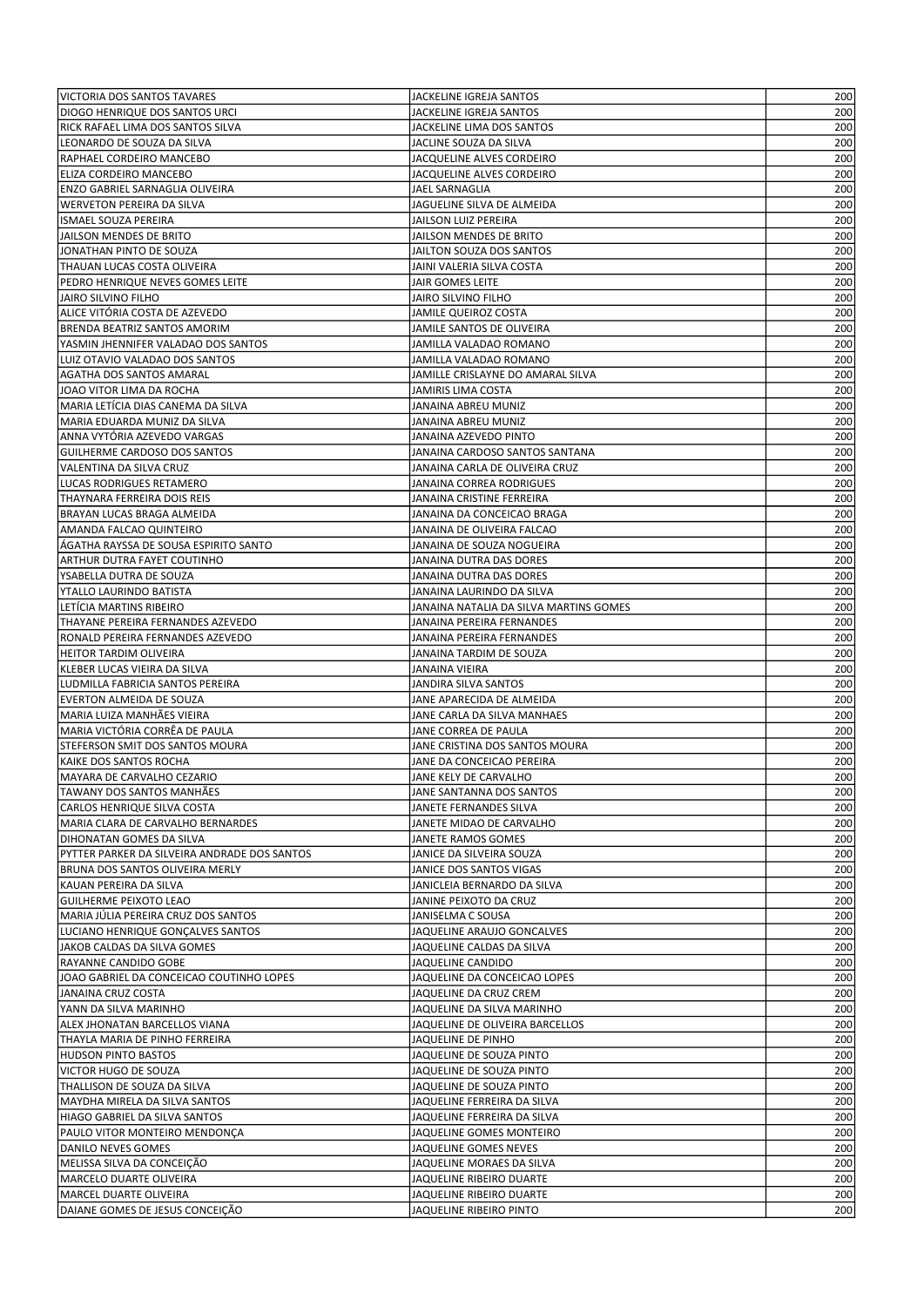| | | |
|---|---|---|
| VICTORIA DOS SANTOS TAVARES | JACKELINE IGREJA SANTOS | 200 |
| DIOGO HENRIQUE DOS SANTOS URCI | JACKELINE IGREJA SANTOS | 200 |
| RICK RAFAEL LIMA DOS SANTOS SILVA | JACKELINE LIMA DOS SANTOS | 200 |
| LEONARDO DE SOUZA DA SILVA | JACLINE SOUZA DA SILVA | 200 |
| RAPHAEL CORDEIRO MANCEBO | JACQUELINE ALVES CORDEIRO | 200 |
| ELIZA CORDEIRO MANCEBO | JACQUELINE ALVES CORDEIRO | 200 |
| ENZO GABRIEL SARNAGLIA OLIVEIRA | JAEL SARNAGLIA | 200 |
| WERVETON PEREIRA DA SILVA | JAGUELINE SILVA DE ALMEIDA | 200 |
| ISMAEL SOUZA PEREIRA | JAILSON LUIZ PEREIRA | 200 |
| JAILSON MENDES DE BRITO | JAILSON MENDES DE BRITO | 200 |
| JONATHAN PINTO DE SOUZA | JAILTON SOUZA DOS SANTOS | 200 |
| THAUAN LUCAS COSTA OLIVEIRA | JAINI VALERIA SILVA COSTA | 200 |
| PEDRO HENRIQUE NEVES GOMES LEITE | JAIR GOMES LEITE | 200 |
| JAIRO SILVINO FILHO | JAIRO SILVINO FILHO | 200 |
| ALICE VITÓRIA COSTA DE AZEVEDO | JAMILE QUEIROZ COSTA | 200 |
| BRENDA BEATRIZ SANTOS AMORIM | JAMILE SANTOS DE OLIVEIRA | 200 |
| YASMIN JHENNIFER VALADAO DOS SANTOS | JAMILLA VALADAO ROMANO | 200 |
| LUIZ OTAVIO VALADAO DOS SANTOS | JAMILLA VALADAO ROMANO | 200 |
| AGATHA DOS SANTOS AMARAL | JAMILLE CRISLAYNE DO AMARAL SILVA | 200 |
| JOAO VITOR LIMA DA ROCHA | JAMIRIS LIMA COSTA | 200 |
| MARIA LETÍCIA DIAS CANEMA DA SILVA | JANAINA ABREU MUNIZ | 200 |
| MARIA EDUARDA MUNIZ DA SILVA | JANAINA ABREU MUNIZ | 200 |
| ANNA VYTÓRIA AZEVEDO VARGAS | JANAINA AZEVEDO PINTO | 200 |
| GUILHERME CARDOSO DOS SANTOS | JANAINA CARDOSO SANTOS SANTANA | 200 |
| VALENTINA DA SILVA CRUZ | JANAINA CARLA DE OLIVEIRA CRUZ | 200 |
| LUCAS RODRIGUES RETAMERO | JANAINA CORREA RODRIGUES | 200 |
| THAYNARA FERREIRA DOIS REIS | JANAINA CRISTINE FERREIRA | 200 |
| BRAYAN LUCAS BRAGA ALMEIDA | JANAINA DA CONCEICAO BRAGA | 200 |
| AMANDA FALCAO QUINTEIRO | JANAINA DE OLIVEIRA FALCAO | 200 |
| ÁGATHA RAYSSA DE SOUSA ESPIRITO SANTO | JANAINA DE SOUZA NOGUEIRA | 200 |
| ARTHUR DUTRA FAYET COUTINHO | JANAINA DUTRA DAS DORES | 200 |
| YSABELLA DUTRA DE SOUZA | JANAINA DUTRA DAS DORES | 200 |
| YTALLO LAURINDO BATISTA | JANAINA LAURINDO DA SILVA | 200 |
| LETÍCIA MARTINS RIBEIRO | JANAINA NATALIA DA SILVA MARTINS GOMES | 200 |
| THAYANE PEREIRA FERNANDES AZEVEDO | JANAINA PEREIRA FERNANDES | 200 |
| RONALD PEREIRA FERNANDES AZEVEDO | JANAINA PEREIRA FERNANDES | 200 |
| HEITOR TARDIM OLIVEIRA | JANAINA TARDIM DE SOUZA | 200 |
| KLEBER LUCAS VIEIRA DA SILVA | JANAINA VIEIRA | 200 |
| LUDMILLA FABRICIA SANTOS PEREIRA | JANDIRA SILVA SANTOS | 200 |
| EVERTON ALMEIDA DE SOUZA | JANE APARECIDA DE ALMEIDA | 200 |
| MARIA LUIZA MANHÃES VIEIRA | JANE CARLA DA SILVA MANHAES | 200 |
| MARIA VICTÓRIA CORRÊA DE PAULA | JANE CORREA DE PAULA | 200 |
| STEFERSON SMIT DOS SANTOS MOURA | JANE CRISTINA DOS SANTOS MOURA | 200 |
| KAIKE DOS SANTOS ROCHA | JANE DA CONCEICAO PEREIRA | 200 |
| MAYARA DE CARVALHO CEZARIO | JANE KELY DE CARVALHO | 200 |
| TAWANY DOS SANTOS MANHÃES | JANE SANTANNA DOS SANTOS | 200 |
| CARLOS HENRIQUE SILVA COSTA | JANETE FERNANDES SILVA | 200 |
| MARIA CLARA DE CARVALHO BERNARDES | JANETE MIDAO DE CARVALHO | 200 |
| DIHONATAN GOMES DA SILVA | JANETE RAMOS GOMES | 200 |
| PYTTER PARKER DA SILVEIRA ANDRADE DOS SANTOS | JANICE DA SILVEIRA SOUZA | 200 |
| BRUNA DOS SANTOS OLIVEIRA MERLY | JANICE DOS SANTOS VIGAS | 200 |
| KAUAN PEREIRA DA SILVA | JANICLEIA BERNARDO DA SILVA | 200 |
| GUILHERME PEIXOTO LEAO | JANINE PEIXOTO DA CRUZ | 200 |
| MARIA JÚLIA PEREIRA CRUZ DOS SANTOS | JANISELMA C SOUSA | 200 |
| LUCIANO HENRIQUE GONÇALVES SANTOS | JAQUELINE ARAUJO GONCALVES | 200 |
| JAKOB CALDAS DA SILVA GOMES | JAQUELINE CALDAS DA SILVA | 200 |
| RAYANNE CANDIDO GOBE | JAQUELINE CANDIDO | 200 |
| JOAO GABRIEL DA CONCEICAO COUTINHO LOPES | JAQUELINE DA CONCEICAO LOPES | 200 |
| JANAINA CRUZ COSTA | JAQUELINE DA CRUZ CREM | 200 |
| YANN DA SILVA MARINHO | JAQUELINE DA SILVA MARINHO | 200 |
| ALEX JHONATAN BARCELLOS VIANA | JAQUELINE DE OLIVEIRA BARCELLOS | 200 |
| THAYLA MARIA DE PINHO FERREIRA | JAQUELINE DE PINHO | 200 |
| HUDSON PINTO BASTOS | JAQUELINE DE SOUZA PINTO | 200 |
| VICTOR HUGO DE SOUZA | JAQUELINE DE SOUZA PINTO | 200 |
| THALLISON DE SOUZA DA SILVA | JAQUELINE DE SOUZA PINTO | 200 |
| MAYDHA MIRELA DA SILVA SANTOS | JAQUELINE FERREIRA DA SILVA | 200 |
| HIAGO GABRIEL DA SILVA SANTOS | JAQUELINE FERREIRA DA SILVA | 200 |
| PAULO VITOR MONTEIRO MENDONÇA | JAQUELINE GOMES MONTEIRO | 200 |
| DANILO NEVES GOMES | JAQUELINE GOMES NEVES | 200 |
| MELISSA SILVA DA CONCEIÇÃO | JAQUELINE MORAES DA SILVA | 200 |
| MARCELO DUARTE OLIVEIRA | JAQUELINE RIBEIRO DUARTE | 200 |
| MARCEL DUARTE OLIVEIRA | JAQUELINE RIBEIRO DUARTE | 200 |
| DAIANE GOMES DE JESUS CONCEIÇÃO | JAQUELINE RIBEIRO PINTO | 200 |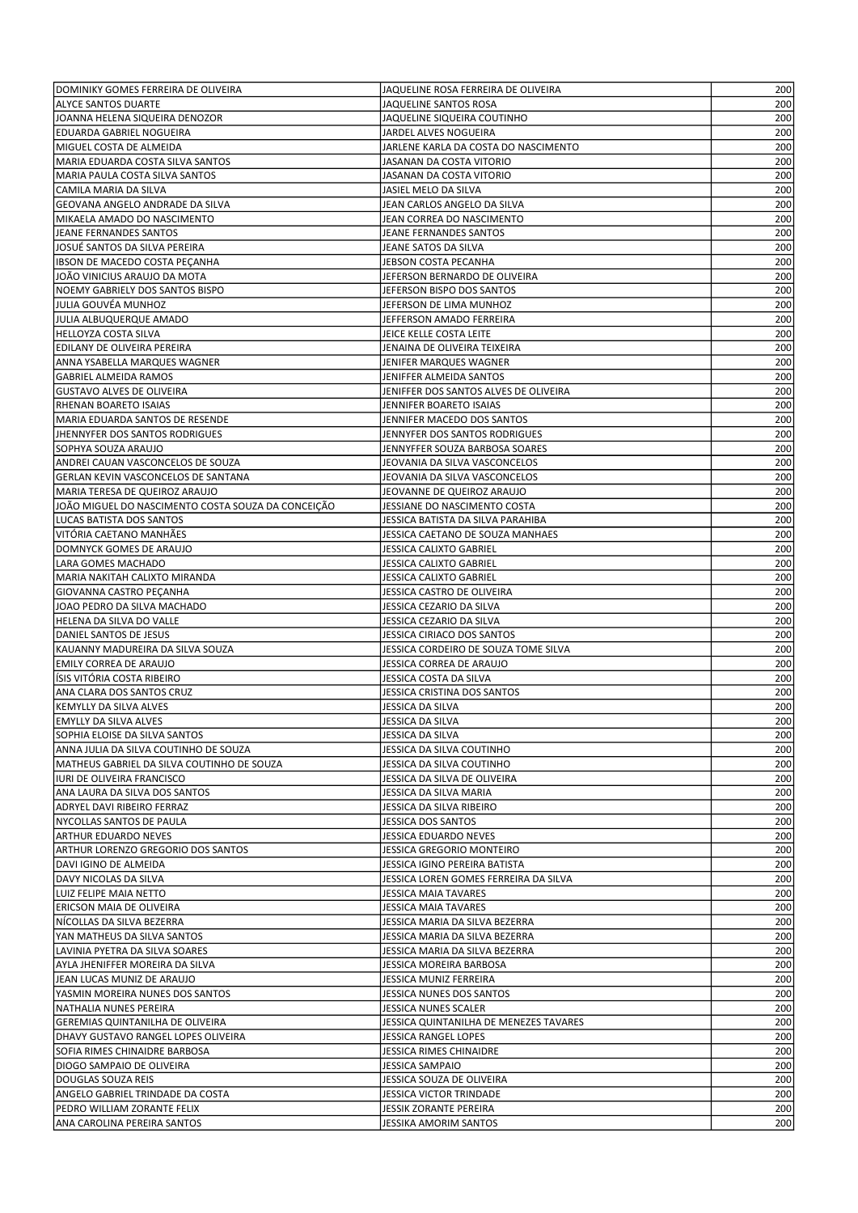| | | |
|---|---|---|
| DOMINIKY GOMES FERREIRA DE OLIVEIRA | JAQUELINE ROSA FERREIRA DE OLIVEIRA | 200 |
| ALYCE SANTOS DUARTE | JAQUELINE SANTOS ROSA | 200 |
| JOANNA HELENA SIQUEIRA DENOZOR | JAQUELINE SIQUEIRA COUTINHO | 200 |
| EDUARDA GABRIEL NOGUEIRA | JARDEL ALVES NOGUEIRA | 200 |
| MIGUEL COSTA DE ALMEIDA | JARLENE KARLA DA COSTA DO NASCIMENTO | 200 |
| MARIA EDUARDA COSTA SILVA SANTOS | JASANAN DA COSTA VITORIO | 200 |
| MARIA PAULA COSTA SILVA SANTOS | JASANAN DA COSTA VITORIO | 200 |
| CAMILA MARIA DA SILVA | JASIEL MELO DA SILVA | 200 |
| GEOVANA ANGELO ANDRADE DA SILVA | JEAN CARLOS ANGELO DA SILVA | 200 |
| MIKAELA AMADO DO NASCIMENTO | JEAN CORREA DO NASCIMENTO | 200 |
| JEANE FERNANDES SANTOS | JEANE FERNANDES SANTOS | 200 |
| JOSUÉ SANTOS DA SILVA PEREIRA | JEANE SATOS DA SILVA | 200 |
| IBSON DE MACEDO COSTA PEÇANHA | JEBSON COSTA PECANHA | 200 |
| JOÃO VINICIUS ARAUJO DA MOTA | JEFERSON BERNARDO DE OLIVEIRA | 200 |
| NOEMY GABRIELY DOS SANTOS BISPO | JEFERSON BISPO DOS SANTOS | 200 |
| JULIA GOUVÉA MUNHOZ | JEFERSON DE LIMA MUNHOZ | 200 |
| JULIA ALBUQUERQUE AMADO | JEFFERSON AMADO FERREIRA | 200 |
| HELLOYZA COSTA SILVA | JEICE KELLE COSTA LEITE | 200 |
| EDILANY DE OLIVEIRA PEREIRA | JENAINA DE OLIVEIRA TEIXEIRA | 200 |
| ANNA YSABELLA MARQUES WAGNER | JENIFER MARQUES WAGNER | 200 |
| GABRIEL ALMEIDA RAMOS | JENIFFER ALMEIDA SANTOS | 200 |
| GUSTAVO ALVES DE OLIVEIRA | JENIFFER DOS SANTOS ALVES DE OLIVEIRA | 200 |
| RHENAN BOARETO ISAIAS | JENNIFER BOARETO ISAIAS | 200 |
| MARIA EDUARDA SANTOS DE RESENDE | JENNIFER MACEDO DOS SANTOS | 200 |
| JHENNYFER DOS SANTOS RODRIGUES | JENNYFER DOS SANTOS RODRIGUES | 200 |
| SOPHYA SOUZA ARAUJO | JENNYFFER SOUZA BARBOSA SOARES | 200 |
| ANDREI CAUAN VASCONCELOS DE SOUZA | JEOVANIA DA SILVA VASCONCELOS | 200 |
| GERLAN KEVIN VASCONCELOS DE SANTANA | JEOVANIA DA SILVA VASCONCELOS | 200 |
| MARIA TERESA DE QUEIROZ ARAUJO | JEOVANNE DE QUEIROZ ARAUJO | 200 |
| JOÃO MIGUEL DO NASCIMENTO COSTA SOUZA DA CONCEIÇÃO | JESSIANE DO NASCIMENTO COSTA | 200 |
| LUCAS BATISTA DOS SANTOS | JESSICA BATISTA DA SILVA PARAHIBA | 200 |
| VITÓRIA CAETANO MANHÃES | JESSICA CAETANO DE SOUZA MANHAES | 200 |
| DOMNYCK GOMES DE ARAUJO | JESSICA CALIXTO GABRIEL | 200 |
| LARA GOMES MACHADO | JESSICA CALIXTO GABRIEL | 200 |
| MARIA NAKITAH CALIXTO MIRANDA | JESSICA CALIXTO GABRIEL | 200 |
| GIOVANNA CASTRO PEÇANHA | JESSICA CASTRO DE OLIVEIRA | 200 |
| JOAO PEDRO DA SILVA MACHADO | JESSICA CEZARIO DA SILVA | 200 |
| HELENA DA SILVA DO VALLE | JESSICA CEZARIO DA SILVA | 200 |
| DANIEL SANTOS DE JESUS | JESSICA CIRIACO DOS SANTOS | 200 |
| KAUANNY MADUREIRA DA SILVA SOUZA | JESSICA CORDEIRO DE SOUZA TOME SILVA | 200 |
| EMILY CORREA DE ARAUJO | JESSICA CORREA DE ARAUJO | 200 |
| ÍSIS VITÓRIA COSTA RIBEIRO | JESSICA COSTA DA SILVA | 200 |
| ANA CLARA DOS SANTOS CRUZ | JESSICA CRISTINA DOS SANTOS | 200 |
| KEMYLLY DA SILVA ALVES | JESSICA DA SILVA | 200 |
| EMYLLY DA SILVA ALVES | JESSICA DA SILVA | 200 |
| SOPHIA ELOISE DA SILVA SANTOS | JESSICA DA SILVA | 200 |
| ANNA JULIA DA SILVA COUTINHO DE SOUZA | JESSICA DA SILVA COUTINHO | 200 |
| MATHEUS GABRIEL DA SILVA COUTINHO DE SOUZA | JESSICA DA SILVA COUTINHO | 200 |
| IURI DE OLIVEIRA FRANCISCO | JESSICA DA SILVA DE OLIVEIRA | 200 |
| ANA LAURA DA SILVA DOS SANTOS | JESSICA DA SILVA MARIA | 200 |
| ADRYEL DAVI RIBEIRO FERRAZ | JESSICA DA SILVA RIBEIRO | 200 |
| NYCOLLAS SANTOS DE PAULA | JESSICA DOS SANTOS | 200 |
| ARTHUR EDUARDO NEVES | JESSICA EDUARDO NEVES | 200 |
| ARTHUR LORENZO GREGORIO DOS SANTOS | JESSICA GREGORIO MONTEIRO | 200 |
| DAVI IGINO DE ALMEIDA | JESSICA IGINO PEREIRA BATISTA | 200 |
| DAVY NICOLAS DA SILVA | JESSICA LOREN GOMES FERREIRA DA SILVA | 200 |
| LUIZ FELIPE MAIA NETTO | JESSICA MAIA TAVARES | 200 |
| ERICSON MAIA DE OLIVEIRA | JESSICA MAIA TAVARES | 200 |
| NÍCOLLAS DA SILVA BEZERRA | JESSICA MARIA DA SILVA BEZERRA | 200 |
| YAN MATHEUS DA SILVA SANTOS | JESSICA MARIA DA SILVA BEZERRA | 200 |
| LAVINIA PYETRA DA SILVA SOARES | JESSICA MARIA DA SILVA BEZERRA | 200 |
| AYLA JHENIFFER MOREIRA DA SILVA | JESSICA MOREIRA BARBOSA | 200 |
| JEAN LUCAS MUNIZ DE ARAUJO | JESSICA MUNIZ FERREIRA | 200 |
| YASMIN MOREIRA NUNES DOS SANTOS | JESSICA NUNES DOS SANTOS | 200 |
| NATHALIA NUNES PEREIRA | JESSICA NUNES SCALER | 200 |
| GEREMIAS QUINTANILHA DE OLIVEIRA | JESSICA QUINTANILHA DE MENEZES TAVARES | 200 |
| DHAVY GUSTAVO RANGEL LOPES OLIVEIRA | JESSICA RANGEL LOPES | 200 |
| SOFIA RIMES CHINAIDRE BARBOSA | JESSICA RIMES CHINAIDRE | 200 |
| DIOGO SAMPAIO DE OLIVEIRA | JESSICA SAMPAIO | 200 |
| DOUGLAS SOUZA REIS | JESSICA SOUZA DE OLIVEIRA | 200 |
| ANGELO GABRIEL TRINDADE DA COSTA | JESSICA VICTOR TRINDADE | 200 |
| PEDRO WILLIAM ZORANTE FELIX | JESSIK ZORANTE PEREIRA | 200 |
| ANA CAROLINA PEREIRA SANTOS | JESSIKA AMORIM SANTOS | 200 |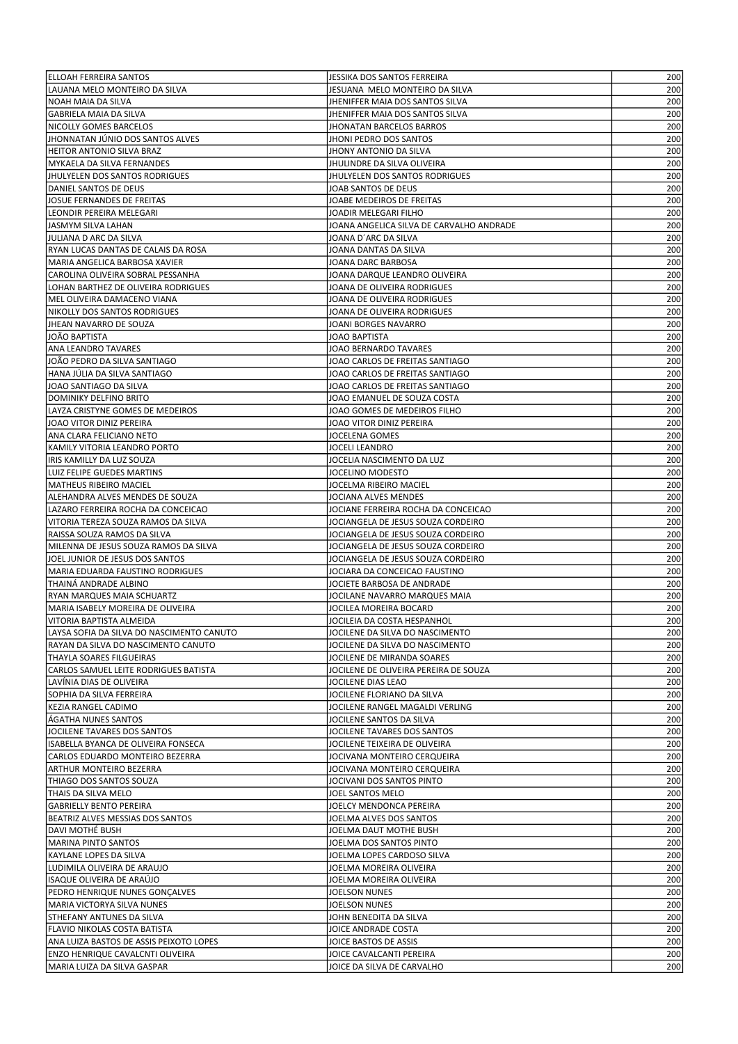| | | |
|---|---|---|
| ELLOAH FERREIRA SANTOS | JESSIKA DOS SANTOS FERREIRA | 200 |
| LAUANA MELO MONTEIRO DA SILVA | JESUANA MELO MONTEIRO DA SILVA | 200 |
| NOAH MAIA DA SILVA | JHENIFFER MAIA DOS SANTOS SILVA | 200 |
| GABRIELA MAIA DA SILVA | JHENIFFER MAIA DOS SANTOS SILVA | 200 |
| NICOLLY GOMES BARCELOS | JHONATAN BARCELOS BARROS | 200 |
| JHONNATAN JÚNIO DOS SANTOS ALVES | JHONI PEDRO DOS SANTOS | 200 |
| HEITOR ANTONIO SILVA BRAZ | JHONY ANTONIO DA SILVA | 200 |
| MYKAELA DA SILVA FERNANDES | JHULINDRE DA SILVA OLIVEIRA | 200 |
| JHULYELEN DOS SANTOS RODRIGUES | JHULYELEN DOS SANTOS RODRIGUES | 200 |
| DANIEL SANTOS DE DEUS | JOAB SANTOS DE DEUS | 200 |
| JOSUE FERNANDES DE FREITAS | JOABE MEDEIROS DE FREITAS | 200 |
| LEONDIR PEREIRA MELEGARI | JOADIR MELEGARI FILHO | 200 |
| JASMYM SILVA LAHAN | JOANA ANGELICA SILVA DE CARVALHO ANDRADE | 200 |
| JULIANA D ARC DA SILVA | JOANA D´ARC DA SILVA | 200 |
| RYAN LUCAS DANTAS DE CALAIS DA ROSA | JOANA DANTAS DA SILVA | 200 |
| MARIA ANGELICA BARBOSA XAVIER | JOANA DARC BARBOSA | 200 |
| CAROLINA OLIVEIRA SOBRAL PESSANHA | JOANA DARQUE LEANDRO OLIVEIRA | 200 |
| LOHAN BARTHEZ DE OLIVEIRA RODRIGUES | JOANA DE OLIVEIRA RODRIGUES | 200 |
| MEL OLIVEIRA DAMACENO VIANA | JOANA DE OLIVEIRA RODRIGUES | 200 |
| NIKOLLY DOS SANTOS RODRIGUES | JOANA DE OLIVEIRA RODRIGUES | 200 |
| JHEAN NAVARRO DE SOUZA | JOANI BORGES NAVARRO | 200 |
| JOÃO BAPTISTA | JOAO BAPTISTA | 200 |
| ANA LEANDRO TAVARES | JOAO BERNARDO TAVARES | 200 |
| JOÃO PEDRO DA SILVA SANTIAGO | JOAO CARLOS DE FREITAS SANTIAGO | 200 |
| HANA JÚLIA DA SILVA SANTIAGO | JOAO CARLOS DE FREITAS SANTIAGO | 200 |
| JOAO SANTIAGO DA SILVA | JOAO CARLOS DE FREITAS SANTIAGO | 200 |
| DOMINIKY DELFINO BRITO | JOAO EMANUEL DE SOUZA COSTA | 200 |
| LAYZA CRISTYNE GOMES DE MEDEIROS | JOAO GOMES DE MEDEIROS FILHO | 200 |
| JOAO VITOR DINIZ PEREIRA | JOAO VITOR DINIZ PEREIRA | 200 |
| ANA CLARA FELICIANO NETO | JOCELENA GOMES | 200 |
| KAMILY VITORIA LEANDRO PORTO | JOCELI LEANDRO | 200 |
| IRIS KAMILLY DA LUZ SOUZA | JOCELIA NASCIMENTO DA LUZ | 200 |
| LUIZ FELIPE GUEDES MARTINS | JOCELINO MODESTO | 200 |
| MATHEUS RIBEIRO MACIEL | JOCELMA RIBEIRO MACIEL | 200 |
| ALEHANDRA ALVES MENDES DE SOUZA | JOCIANA ALVES MENDES | 200 |
| LAZARO FERREIRA ROCHA DA CONCEICAO | JOCIANE FERREIRA ROCHA DA CONCEICAO | 200 |
| VITORIA TEREZA SOUZA RAMOS DA SILVA | JOCIANGELA DE JESUS SOUZA CORDEIRO | 200 |
| RAISSA SOUZA RAMOS DA SILVA | JOCIANGELA DE JESUS SOUZA CORDEIRO | 200 |
| MILENNA DE JESUS SOUZA RAMOS DA SILVA | JOCIANGELA DE JESUS SOUZA CORDEIRO | 200 |
| JOEL JUNIOR DE JESUS DOS SANTOS | JOCIANGELA DE JESUS SOUZA CORDEIRO | 200 |
| MARIA EDUARDA FAUSTINO RODRIGUES | JOCIARA DA CONCEICAO FAUSTINO | 200 |
| THAINÁ ANDRADE ALBINO | JOCIETE BARBOSA DE ANDRADE | 200 |
| RYAN MARQUES MAIA SCHUARTZ | JOCILANE NAVARRO MARQUES MAIA | 200 |
| MARIA ISABELY MOREIRA DE OLIVEIRA | JOCILEA MOREIRA BOCARD | 200 |
| VITORIA BAPTISTA ALMEIDA | JOCILEIA DA COSTA HESPANHOL | 200 |
| LAYSA SOFIA DA SILVA DO NASCIMENTO CANUTO | JOCILENE DA SILVA DO NASCIMENTO | 200 |
| RAYAN DA SILVA DO NASCIMENTO CANUTO | JOCILENE DA SILVA DO NASCIMENTO | 200 |
| THAYLA SOARES FILGUEIRAS | JOCILENE DE MIRANDA SOARES | 200 |
| CARLOS SAMUEL LEITE RODRIGUES BATISTA | JOCILENE DE OLIVEIRA PEREIRA DE SOUZA | 200 |
| LAVÍNIA DIAS DE OLIVEIRA | JOCILENE DIAS LEAO | 200 |
| SOPHIA DA SILVA FERREIRA | JOCILENE FLORIANO DA SILVA | 200 |
| KEZIA RANGEL CADIMO | JOCILENE RANGEL MAGALDI VERLING | 200 |
| ÁGATHA NUNES SANTOS | JOCILENE SANTOS DA SILVA | 200 |
| JOCILENE TAVARES DOS SANTOS | JOCILENE TAVARES DOS SANTOS | 200 |
| ISABELLA BYANCA DE OLIVEIRA FONSECA | JOCILENE TEIXEIRA DE OLIVEIRA | 200 |
| CARLOS EDUARDO MONTEIRO BEZERRA | JOCIVANA MONTEIRO CERQUEIRA | 200 |
| ARTHUR MONTEIRO BEZERRA | JOCIVANA MONTEIRO CERQUEIRA | 200 |
| THIAGO DOS SANTOS SOUZA | JOCIVANI DOS SANTOS PINTO | 200 |
| THAIS DA SILVA MELO | JOEL SANTOS MELO | 200 |
| GABRIELLY BENTO PEREIRA | JOELCY MENDONCA PEREIRA | 200 |
| BEATRIZ ALVES MESSIAS DOS SANTOS | JOELMA ALVES DOS SANTOS | 200 |
| DAVI MOTHÉ BUSH | JOELMA DAUT MOTHE BUSH | 200 |
| MARINA PINTO SANTOS | JOELMA DOS SANTOS PINTO | 200 |
| KAYLANE LOPES DA SILVA | JOELMA LOPES CARDOSO SILVA | 200 |
| LUDIMILA OLIVEIRA DE ARAUJO | JOELMA MOREIRA OLIVEIRA | 200 |
| ISAQUE OLIVEIRA DE ARAÚJO | JOELMA MOREIRA OLIVEIRA | 200 |
| PEDRO HENRIQUE NUNES GONÇALVES | JOELSON NUNES | 200 |
| MARIA VICTORYA SILVA NUNES | JOELSON NUNES | 200 |
| STHEFANY ANTUNES DA SILVA | JOHN BENEDITA DA SILVA | 200 |
| FLAVIO NIKOLAS COSTA BATISTA | JOICE ANDRADE COSTA | 200 |
| ANA LUIZA BASTOS DE ASSIS PEIXOTO LOPES | JOICE BASTOS DE ASSIS | 200 |
| ENZO HENRIQUE CAVALCNTI OLIVEIRA | JOICE CAVALCANTI PEREIRA | 200 |
| MARIA LUIZA DA SILVA GASPAR | JOICE DA SILVA DE CARVALHO | 200 |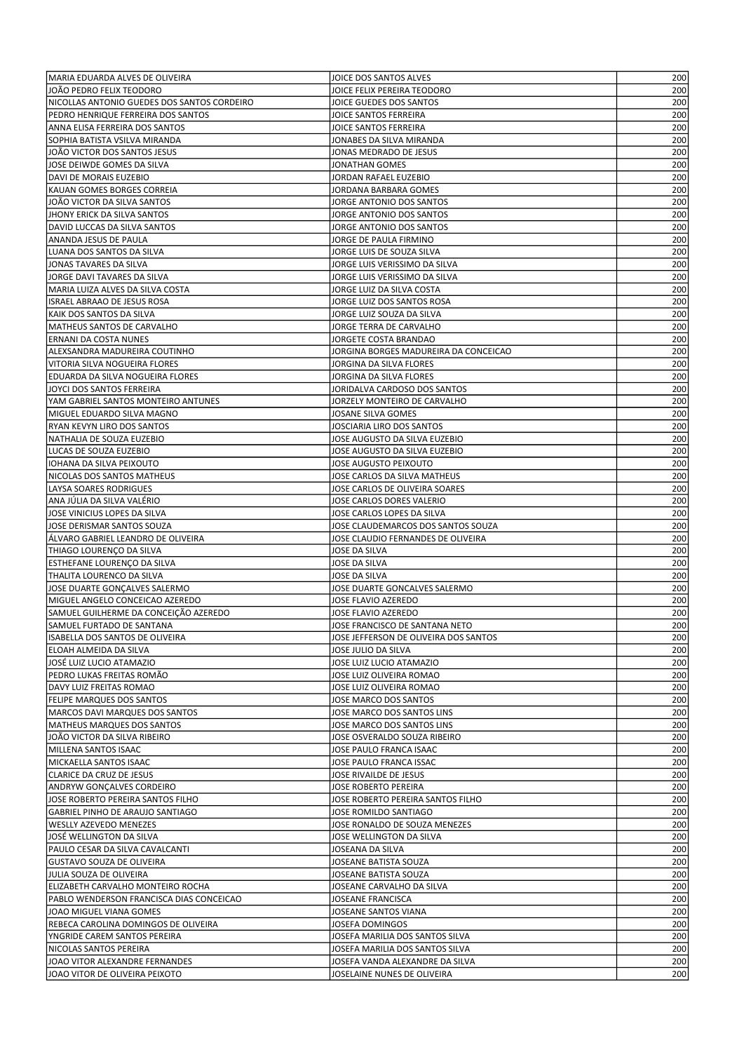| | | |
|---|---|---|
| MARIA EDUARDA ALVES DE OLIVEIRA | JOICE DOS SANTOS ALVES | 200 |
| JOÃO PEDRO FELIX TEODORO | JOICE FELIX PEREIRA TEODORO | 200 |
| NICOLLAS ANTONIO GUEDES DOS SANTOS CORDEIRO | JOICE GUEDES DOS SANTOS | 200 |
| PEDRO HENRIQUE FERREIRA DOS SANTOS | JOICE SANTOS FERREIRA | 200 |
| ANNA ELISA FERREIRA DOS SANTOS | JOICE SANTOS FERREIRA | 200 |
| SOPHIA BATISTA VSILVA MIRANDA | JONABES DA SILVA MIRANDA | 200 |
| JOÃO VICTOR DOS SANTOS JESUS | JONAS MEDRADO DE JESUS | 200 |
| JOSE DEIWDE GOMES DA SILVA | JONATHAN GOMES | 200 |
| DAVI DE MORAIS EUZEBIO | JORDAN RAFAEL EUZEBIO | 200 |
| KAUAN GOMES BORGES CORREIA | JORDANA BARBARA GOMES | 200 |
| JOÃO VICTOR DA SILVA SANTOS | JORGE ANTONIO DOS SANTOS | 200 |
| JHONY ERICK DA SILVA SANTOS | JORGE ANTONIO DOS SANTOS | 200 |
| DAVID LUCCAS DA SILVA SANTOS | JORGE ANTONIO DOS SANTOS | 200 |
| ANANDA JESUS DE PAULA | JORGE DE PAULA FIRMINO | 200 |
| LUANA DOS SANTOS DA SILVA | JORGE LUIS DE SOUZA SILVA | 200 |
| JONAS TAVARES DA SILVA | JORGE LUIS VERISSIMO DA SILVA | 200 |
| JORGE DAVI TAVARES DA SILVA | JORGE LUIS VERISSIMO DA SILVA | 200 |
| MARIA LUIZA ALVES DA SILVA COSTA | JORGE LUIZ DA SILVA COSTA | 200 |
| ISRAEL ABRAAO DE JESUS ROSA | JORGE LUIZ DOS SANTOS ROSA | 200 |
| KAIK DOS SANTOS DA SILVA | JORGE LUIZ SOUZA DA SILVA | 200 |
| MATHEUS SANTOS DE CARVALHO | JORGE TERRA DE CARVALHO | 200 |
| ERNANI DA COSTA NUNES | JORGETE COSTA BRANDAO | 200 |
| ALEXSANDRA MADUREIRA COUTINHO | JORGINA BORGES MADUREIRA DA CONCEICAO | 200 |
| VITORIA SILVA NOGUEIRA FLORES | JORGINA DA SILVA FLORES | 200 |
| EDUARDA DA SILVA NOGUEIRA FLORES | JORGINA DA SILVA FLORES | 200 |
| JOYCI DOS SANTOS FERREIRA | JORIDALVA CARDOSO DOS SANTOS | 200 |
| YAM GABRIEL SANTOS MONTEIRO ANTUNES | JORZELY MONTEIRO DE CARVALHO | 200 |
| MIGUEL EDUARDO SILVA MAGNO | JOSANE SILVA GOMES | 200 |
| RYAN KEVYN LIRO DOS SANTOS | JOSCIARIA LIRO DOS SANTOS | 200 |
| NATHALIA DE SOUZA EUZEBIO | JOSE AUGUSTO DA SILVA EUZEBIO | 200 |
| LUCAS DE SOUZA EUZEBIO | JOSE AUGUSTO DA SILVA EUZEBIO | 200 |
| IOHANA DA SILVA PEIXOUTO | JOSE AUGUSTO PEIXOUTO | 200 |
| NICOLAS DOS SANTOS MATHEUS | JOSE CARLOS DA SILVA MATHEUS | 200 |
| LAYSA SOARES RODRIGUES | JOSE CARLOS DE OLIVEIRA SOARES | 200 |
| ANA JÚLIA DA SILVA VALÉRIO | JOSE CARLOS DORES VALERIO | 200 |
| JOSE VINICIUS LOPES DA SILVA | JOSE CARLOS LOPES DA SILVA | 200 |
| JOSE DERISMAR SANTOS SOUZA | JOSE CLAUDEMARCOS DOS SANTOS SOUZA | 200 |
| ÁLVARO GABRIEL LEANDRO DE OLIVEIRA | JOSE CLAUDIO FERNANDES DE OLIVEIRA | 200 |
| THIAGO LOURENÇO DA SILVA | JOSE DA SILVA | 200 |
| ESTHEFANE LOURENÇO DA SILVA | JOSE DA SILVA | 200 |
| THALITA LOURENCO DA SILVA | JOSE DA SILVA | 200 |
| JOSE DUARTE GONÇALVES SALERMO | JOSE DUARTE GONCALVES SALERMO | 200 |
| MIGUEL ANGELO CONCEICAO AZEREDO | JOSE FLAVIO AZEREDO | 200 |
| SAMUEL GUILHERME DA CONCEIÇÃO AZEREDO | JOSE FLAVIO AZEREDO | 200 |
| SAMUEL FURTADO DE SANTANA | JOSE FRANCISCO DE SANTANA NETO | 200 |
| ISABELLA DOS SANTOS DE OLIVEIRA | JOSE JEFFERSON DE OLIVEIRA DOS SANTOS | 200 |
| ELOAH ALMEIDA DA SILVA | JOSE JULIO DA SILVA | 200 |
| JOSÉ LUIZ LUCIO ATAMAZIO | JOSE LUIZ LUCIO ATAMAZIO | 200 |
| PEDRO LUKAS FREITAS ROMÃO | JOSE LUIZ OLIVEIRA ROMAO | 200 |
| DAVY LUIZ FREITAS ROMAO | JOSE LUIZ OLIVEIRA ROMAO | 200 |
| FELIPE MARQUES DOS SANTOS | JOSE MARCO DOS SANTOS | 200 |
| MARCOS DAVI MARQUES DOS SANTOS | JOSE MARCO DOS SANTOS LINS | 200 |
| MATHEUS MARQUES DOS SANTOS | JOSE MARCO DOS SANTOS LINS | 200 |
| JOÃO VICTOR DA SILVA RIBEIRO | JOSE OSVERALDO SOUZA RIBEIRO | 200 |
| MILLENA SANTOS ISAAC | JOSE PAULO FRANCA ISAAC | 200 |
| MICKAELLA SANTOS ISAAC | JOSE PAULO FRANCA ISSAC | 200 |
| CLARICE DA CRUZ DE JESUS | JOSE RIVAILDE DE JESUS | 200 |
| ANDRYW GONÇALVES CORDEIRO | JOSE ROBERTO PEREIRA | 200 |
| JOSE ROBERTO PEREIRA SANTOS FILHO | JOSE ROBERTO PEREIRA SANTOS FILHO | 200 |
| GABRIEL PINHO DE ARAUJO SANTIAGO | JOSE ROMILDO SANTIAGO | 200 |
| WESLLY AZEVEDO MENEZES | JOSE RONALDO DE SOUZA MENEZES | 200 |
| JOSÉ WELLINGTON DA SILVA | JOSE WELLINGTON DA SILVA | 200 |
| PAULO CESAR DA SILVA CAVALCANTI | JOSEANA DA SILVA | 200 |
| GUSTAVO SOUZA DE OLIVEIRA | JOSEANE BATISTA SOUZA | 200 |
| JULIA SOUZA DE OLIVEIRA | JOSEANE BATISTA SOUZA | 200 |
| ELIZABETH CARVALHO MONTEIRO ROCHA | JOSEANE CARVALHO DA SILVA | 200 |
| PABLO WENDERSON FRANCISCA DIAS CONCEICAO | JOSEANE FRANCISCA | 200 |
| JOAO MIGUEL VIANA GOMES | JOSEANE SANTOS VIANA | 200 |
| REBECA CAROLINA DOMINGOS DE OLIVEIRA | JOSEFA DOMINGOS | 200 |
| YNGRIDE CAREM SANTOS PEREIRA | JOSEFA MARILIA DOS SANTOS SILVA | 200 |
| NICOLAS SANTOS PEREIRA | JOSEFA MARILIA DOS SANTOS SILVA | 200 |
| JOAO VITOR ALEXANDRE FERNANDES | JOSEFA VANDA ALEXANDRE DA SILVA | 200 |
| JOAO VITOR DE OLIVEIRA PEIXOTO | JOSELAINE NUNES DE OLIVEIRA | 200 |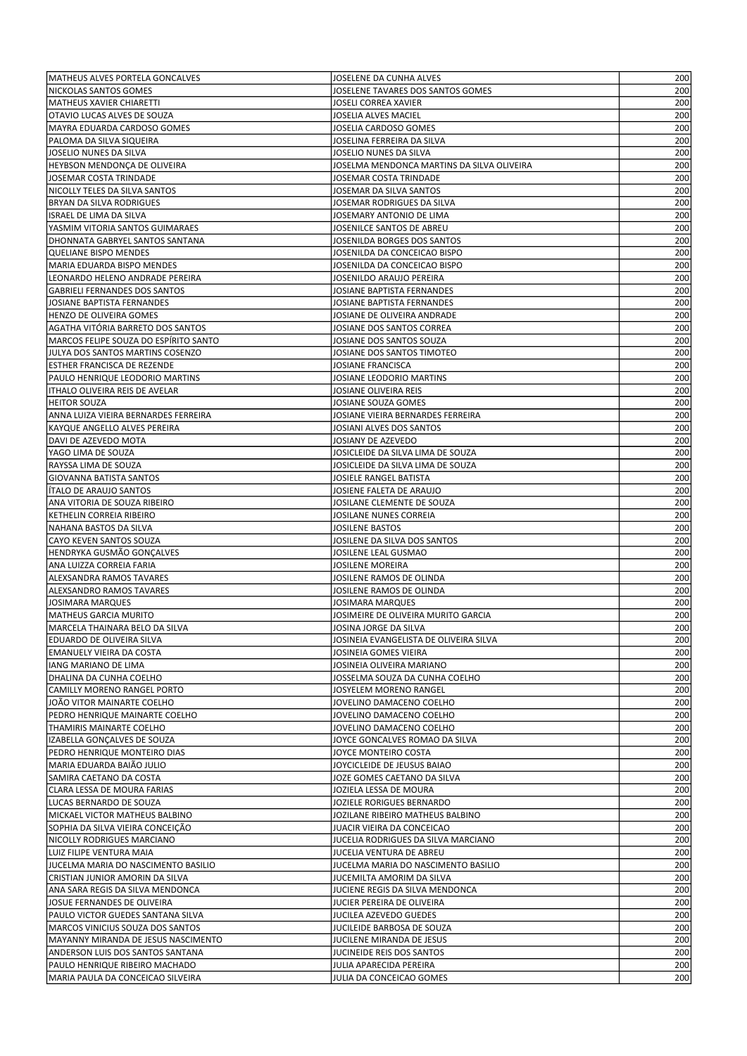| | | |
|---|---|---|
| MATHEUS ALVES PORTELA GONCALVES | JOSELENE DA CUNHA ALVES | 200 |
| NICKOLAS SANTOS GOMES | JOSELENE TAVARES DOS SANTOS GOMES | 200 |
| MATHEUS XAVIER CHIARETTI | JOSELI CORREA XAVIER | 200 |
| OTAVIO LUCAS ALVES DE SOUZA | JOSELIA ALVES MACIEL | 200 |
| MAYRA EDUARDA CARDOSO GOMES | JOSELIA CARDOSO GOMES | 200 |
| PALOMA DA SILVA SIQUEIRA | JOSELINA FERREIRA DA SILVA | 200 |
| JOSELIO NUNES DA SILVA | JOSELIO NUNES DA SILVA | 200 |
| HEYBSON MENDONÇA DE OLIVEIRA | JOSELMA MENDONCA MARTINS DA SILVA OLIVEIRA | 200 |
| JOSEMAR COSTA TRINDADE | JOSEMAR COSTA TRINDADE | 200 |
| NICOLLY TELES DA SILVA SANTOS | JOSEMAR DA SILVA SANTOS | 200 |
| BRYAN DA SILVA RODRIGUES | JOSEMAR RODRIGUES DA SILVA | 200 |
| ISRAEL DE LIMA DA SILVA | JOSEMARY ANTONIO DE LIMA | 200 |
| YASMIM VITORIA SANTOS GUIMARAES | JOSENILCE SANTOS DE ABREU | 200 |
| DHONNATA GABRYEL SANTOS SANTANA | JOSENILDA BORGES DOS SANTOS | 200 |
| QUELIANE BISPO MENDES | JOSENILDA DA CONCEICAO BISPO | 200 |
| MARIA EDUARDA BISPO MENDES | JOSENILDA DA CONCEICAO BISPO | 200 |
| LEONARDO HELENO ANDRADE PEREIRA | JOSENILDO ARAUJO PEREIRA | 200 |
| GABRIELI FERNANDES DOS SANTOS | JOSIANE BAPTISTA FERNANDES | 200 |
| JOSIANE BAPTISTA FERNANDES | JOSIANE BAPTISTA FERNANDES | 200 |
| HENZO DE OLIVEIRA GOMES | JOSIANE DE OLIVEIRA ANDRADE | 200 |
| AGATHA VITÓRIA BARRETO DOS SANTOS | JOSIANE DOS SANTOS CORREA | 200 |
| MARCOS FELIPE SOUZA DO ESPÍRITO SANTO | JOSIANE DOS SANTOS SOUZA | 200 |
| JULYA DOS SANTOS MARTINS COSENZO | JOSIANE DOS SANTOS TIMOTEO | 200 |
| ESTHER FRANCISCA DE REZENDE | JOSIANE FRANCISCA | 200 |
| PAULO HENRIQUE LEODORIO MARTINS | JOSIANE LEODORIO MARTINS | 200 |
| ITHALO OLIVEIRA REIS DE AVELAR | JOSIANE OLIVEIRA REIS | 200 |
| HEITOR SOUZA | JOSIANE SOUZA GOMES | 200 |
| ANNA LUIZA VIEIRA BERNARDES FERREIRA | JOSIANE VIEIRA BERNARDES FERREIRA | 200 |
| KAYQUE ANGELLO ALVES PEREIRA | JOSIANI ALVES DOS SANTOS | 200 |
| DAVI DE AZEVEDO MOTA | JOSIANY DE AZEVEDO | 200 |
| YAGO LIMA DE SOUZA | JOSICLEIDE DA SILVA LIMA DE SOUZA | 200 |
| RAYSSA LIMA DE SOUZA | JOSICLEIDE DA SILVA LIMA DE SOUZA | 200 |
| GIOVANNA BATISTA SANTOS | JOSIELE RANGEL BATISTA | 200 |
| ÍTALO DE ARAUJO SANTOS | JOSIENE FALETA DE ARAUJO | 200 |
| ANA VITORIA DE SOUZA RIBEIRO | JOSILANE CLEMENTE DE SOUZA | 200 |
| KETHELIN CORREIA RIBEIRO | JOSILANE NUNES CORREIA | 200 |
| NAHANA BASTOS DA SILVA | JOSILENE BASTOS | 200 |
| CAYO KEVEN SANTOS SOUZA | JOSILENE DA SILVA DOS SANTOS | 200 |
| HENDRYKA GUSMÃO GONÇALVES | JOSILENE LEAL GUSMAO | 200 |
| ANA LUIZZA CORREIA FARIA | JOSILENE MOREIRA | 200 |
| ALEXSANDRA RAMOS TAVARES | JOSILENE RAMOS DE OLINDA | 200 |
| ALEXSANDRO RAMOS TAVARES | JOSILENE RAMOS DE OLINDA | 200 |
| JOSIMARA MARQUES | JOSIMARA MARQUES | 200 |
| MATHEUS GARCIA MURITO | JOSIMEIRE DE OLIVEIRA MURITO GARCIA | 200 |
| MARCELA THAINARA BELO DA SILVA | JOSINA JORGE DA SILVA | 200 |
| EDUARDO DE OLIVEIRA SILVA | JOSINEIA EVANGELISTA DE OLIVEIRA SILVA | 200 |
| EMANUELY VIEIRA DA COSTA | JOSINEIA GOMES VIEIRA | 200 |
| IANG MARIANO DE LIMA | JOSINEIA OLIVEIRA MARIANO | 200 |
| DHALINA DA CUNHA COELHO | JOSSELMA SOUZA DA CUNHA COELHO | 200 |
| CAMILLY MORENO RANGEL PORTO | JOSYELEM MORENO RANGEL | 200 |
| JOÃO VITOR MAINARTE COELHO | JOVELINO DAMACENO COELHO | 200 |
| PEDRO HENRIQUE MAINARTE COELHO | JOVELINO DAMACENO COELHO | 200 |
| THAMIRIS MAINARTE COELHO | JOVELINO DAMACENO COELHO | 200 |
| IZABELLA GONÇALVES DE SOUZA | JOYCE GONCALVES ROMAO DA SILVA | 200 |
| PEDRO HENRIQUE MONTEIRO DIAS | JOYCE MONTEIRO COSTA | 200 |
| MARIA EDUARDA BAIÃO JULIO | JOYCICLEIDE DE JEUSUS BAIAO | 200 |
| SAMIRA CAETANO DA COSTA | JOZE GOMES CAETANO DA SILVA | 200 |
| CLARA LESSA DE MOURA FARIAS | JOZIELA LESSA DE MOURA | 200 |
| LUCAS BERNARDO DE SOUZA | JOZIELE RORIGUES BERNARDO | 200 |
| MICKAEL VICTOR MATHEUS BALBINO | JOZILANE RIBEIRO MATHEUS BALBINO | 200 |
| SOPHIA DA SILVA VIEIRA CONCEIÇÃO | JUACIR VIEIRA DA CONCEICAO | 200 |
| NICOLLY RODRIGUES MARCIANO | JUCELIA RODRIGUES DA SILVA MARCIANO | 200 |
| LUIZ FILIPE VENTURA MAIA | JUCELIA VENTURA DE ABREU | 200 |
| JUCELMA MARIA DO NASCIMENTO BASILIO | JUCELMA MARIA DO NASCIMENTO BASILIO | 200 |
| CRISTIAN JUNIOR AMORIN DA SILVA | JUCEMILTA AMORIM DA SILVA | 200 |
| ANA SARA REGIS DA SILVA MENDONCA | JUCIENE REGIS DA SILVA MENDONCA | 200 |
| JOSUE FERNANDES DE OLIVEIRA | JUCIER PEREIRA DE OLIVEIRA | 200 |
| PAULO VICTOR GUEDES SANTANA SILVA | JUCILEA AZEVEDO GUEDES | 200 |
| MARCOS VINICIUS SOUZA DOS SANTOS | JUCILEIDE BARBOSA DE SOUZA | 200 |
| MAYANNY MIRANDA DE JESUS NASCIMENTO | JUCILENE MIRANDA DE JESUS | 200 |
| ANDERSON LUIS DOS SANTOS SANTANA | JUCINEIDE REIS DOS SANTOS | 200 |
| PAULO HENRIQUE RIBEIRO MACHADO | JULIA APARECIDA PEREIRA | 200 |
| MARIA PAULA DA CONCEICAO SILVEIRA | JULIA DA CONCEICAO GOMES | 200 |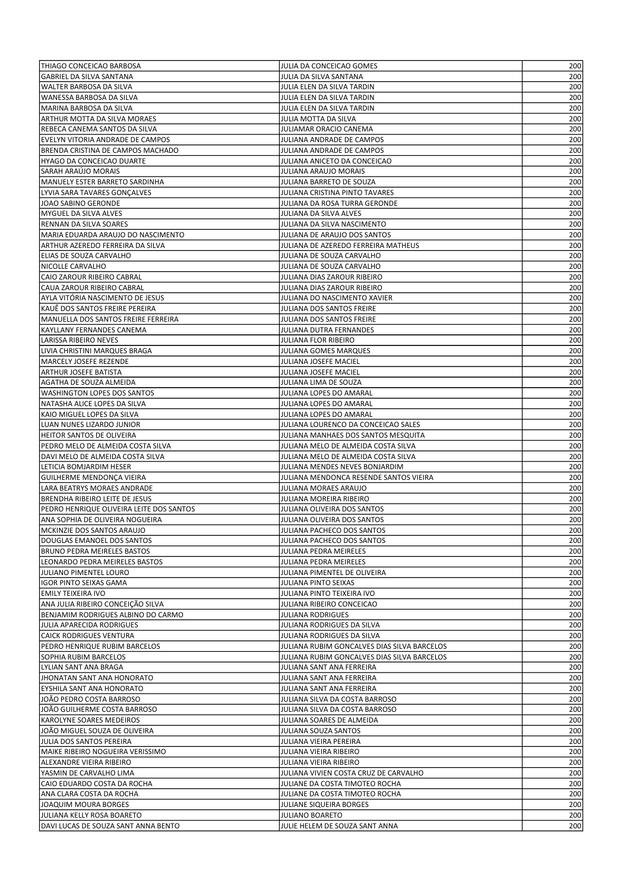| | | |
|---|---|---|
| THIAGO CONCEICAO BARBOSA | JULIA DA CONCEICAO GOMES | 200 |
| GABRIEL DA SILVA SANTANA | JULIA DA SILVA SANTANA | 200 |
| WALTER BARBOSA DA SILVA | JULIA ELEN DA SILVA TARDIN | 200 |
| WANESSA BARBOSA DA SILVA | JULIA ELEN DA SILVA TARDIN | 200 |
| MARINA BARBOSA DA SILVA | JULIA ELEN DA SILVA TARDIN | 200 |
| ARTHUR MOTTA DA SILVA MORAES | JULIA MOTTA DA SILVA | 200 |
| REBECA CANEMA SANTOS DA SILVA | JULIAMAR ORACIO CANEMA | 200 |
| EVELYN VITORIA ANDRADE DE CAMPOS | JULIANA ANDRADE DE CAMPOS | 200 |
| BRENDA CRISTINA DE CAMPOS MACHADO | JULIANA ANDRADE DE CAMPOS | 200 |
| HYAGO DA CONCEICAO DUARTE | JULIANA ANICETO DA CONCEICAO | 200 |
| SARAH ARAÚJO MORAIS | JULIANA ARAUJO MORAIS | 200 |
| MANUELY ESTER BARRETO SARDINHA | JULIANA BARRETO DE SOUZA | 200 |
| LYVIA SARA TAVARES GONÇALVES | JULIANA CRISTINA PINTO TAVARES | 200 |
| JOAO SABINO GERONDE | JULIANA DA ROSA TURRA GERONDE | 200 |
| MYGUEL DA SILVA ALVES | JULIANA DA SILVA ALVES | 200 |
| RENNAN DA SILVA SOARES | JULIANA DA SILVA NASCIMENTO | 200 |
| MARIA EDUARDA ARAUJO DO NASCIMENTO | JULIANA DE ARAUJO DOS SANTOS | 200 |
| ARTHUR AZEREDO FERREIRA DA SILVA | JULIANA DE AZEREDO FERREIRA MATHEUS | 200 |
| ELIAS DE SOUZA CARVALHO | JULIANA DE SOUZA CARVALHO | 200 |
| NICOLLE CARVALHO | JULIANA DE SOUZA CARVALHO | 200 |
| CAIO ZAROUR RIBEIRO CABRAL | JULIANA DIAS ZAROUR RIBEIRO | 200 |
| CAUA ZAROUR RIBEIRO CABRAL | JULIANA DIAS ZAROUR RIBEIRO | 200 |
| AYLA VITÓRIA NASCIMENTO DE JESUS | JULIANA DO NASCIMENTO XAVIER | 200 |
| KAUÊ DOS SANTOS FREIRE PEREIRA | JULIANA DOS SANTOS FREIRE | 200 |
| MANUELLA DOS SANTOS FREIRE FERREIRA | JULIANA DOS SANTOS FREIRE | 200 |
| KAYLLANY FERNANDES CANEMA | JULIANA DUTRA FERNANDES | 200 |
| LARISSA RIBEIRO NEVES | JULIANA FLOR RIBEIRO | 200 |
| LIVIA CHRISTINI MARQUES BRAGA | JULIANA GOMES MARQUES | 200 |
| MARCELY JOSEFE REZENDE | JULIANA JOSEFE MACIEL | 200 |
| ARTHUR JOSEFE BATISTA | JULIANA JOSEFE MACIEL | 200 |
| AGATHA DE SOUZA ALMEIDA | JULIANA LIMA DE SOUZA | 200 |
| WASHINGTON LOPES DOS SANTOS | JULIANA LOPES DO AMARAL | 200 |
| NATASHA ALICE LOPES DA SILVA | JULIANA LOPES DO AMARAL | 200 |
| KAIO MIGUEL LOPES DA SILVA | JULIANA LOPES DO AMARAL | 200 |
| LUAN NUNES LIZARDO JUNIOR | JULIANA LOURENCO DA CONCEICAO SALES | 200 |
| HEITOR SANTOS DE OLIVEIRA | JULIANA MANHAES DOS SANTOS MESQUITA | 200 |
| PEDRO MELO DE ALMEIDA COSTA SILVA | JULIANA MELO DE ALMEIDA COSTA SILVA | 200 |
| DAVI MELO DE ALMEIDA COSTA SILVA | JULIANA MELO DE ALMEIDA COSTA SILVA | 200 |
| LETICIA BOMJARDIM HESER | JULIANA MENDES NEVES BONJARDIM | 200 |
| GUILHERME MENDONÇA VIEIRA | JULIANA MENDONCA RESENDE SANTOS VIEIRA | 200 |
| LARA BEATRYS MORAES ANDRADE | JULIANA MORAES ARAUJO | 200 |
| BRENDHA RIBEIRO LEITE DE JESUS | JULIANA MOREIRA RIBEIRO | 200 |
| PEDRO HENRIQUE OLIVEIRA LEITE DOS SANTOS | JULIANA OLIVEIRA DOS SANTOS | 200 |
| ANA SOPHIA DE OLIVEIRA NOGUEIRA | JULIANA OLIVEIRA DOS SANTOS | 200 |
| MCKINZIE DOS SANTOS ARAUJO | JULIANA PACHECO DOS SANTOS | 200 |
| DOUGLAS EMANOEL DOS SANTOS | JULIANA PACHECO DOS SANTOS | 200 |
| BRUNO PEDRA MEIRELES BASTOS | JULIANA PEDRA MEIRELES | 200 |
| LEONARDO PEDRA MEIRELES BASTOS | JULIANA PEDRA MEIRELES | 200 |
| JULIANO PIMENTEL LOURO | JULIANA PIMENTEL DE OLIVEIRA | 200 |
| IGOR PINTO SEIXAS GAMA | JULIANA PINTO SEIXAS | 200 |
| EMILY TEIXEIRA IVO | JULIANA PINTO TEIXEIRA IVO | 200 |
| ANA JULIA RIBEIRO CONCEIÇÃO SILVA | JULIANA RIBEIRO CONCEICAO | 200 |
| BENJAMIM RODRIGUES ALBINO DO CARMO | JULIANA RODRIGUES | 200 |
| JULIA APARECIDA RODRIGUES | JULIANA RODRIGUES DA SILVA | 200 |
| CAICK RODRIGUES VENTURA | JULIANA RODRIGUES DA SILVA | 200 |
| PEDRO HENRIQUE RUBIM BARCELOS | JULIANA RUBIM GONCALVES DIAS SILVA BARCELOS | 200 |
| SOPHIA RUBIM BARCELOS | JULIANA RUBIM GONCALVES DIAS SILVA BARCELOS | 200 |
| LYLIAN SANT ANA BRAGA | JULIANA SANT ANA FERREIRA | 200 |
| JHONATAN SANT ANA HONORATO | JULIANA SANT ANA FERREIRA | 200 |
| EYSHILA SANT ANA HONORATO | JULIANA SANT ANA FERREIRA | 200 |
| JOÃO PEDRO COSTA BARROSO | JULIANA SILVA DA COSTA BARROSO | 200 |
| JOÃO GUILHERME COSTA BARROSO | JULIANA SILVA DA COSTA BARROSO | 200 |
| KAROLYNE SOARES MEDEIROS | JULIANA SOARES DE ALMEIDA | 200 |
| JOÃO MIGUEL SOUZA DE OLIVEIRA | JULIANA SOUZA SANTOS | 200 |
| JULIA DOS SANTOS PEREIRA | JULIANA VIEIRA PEREIRA | 200 |
| MAIKE RIBEIRO NOGUEIRA VERISSIMO | JULIANA VIEIRA RIBEIRO | 200 |
| ALEXANDRE VIEIRA RIBEIRO | JULIANA VIEIRA RIBEIRO | 200 |
| YASMIN DE CARVALHO LIMA | JULIANA VIVIEN COSTA CRUZ DE CARVALHO | 200 |
| CAIO EDUARDO COSTA DA ROCHA | JULIANE DA COSTA TIMOTEO ROCHA | 200 |
| ANA CLARA COSTA DA ROCHA | JULIANE DA COSTA TIMOTEO ROCHA | 200 |
| JOAQUIM MOURA BORGES | JULIANE SIQUEIRA BORGES | 200 |
| JULIANA KELLY ROSA BOARETO | JULIANO BOARETO | 200 |
| DAVI LUCAS DE SOUZA SANT ANNA BENTO | JULIE HELEM DE SOUZA SANT ANNA | 200 |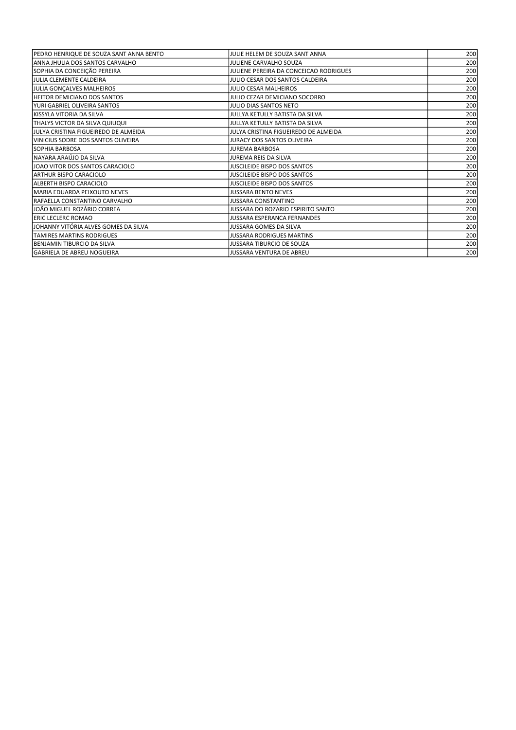| | | |
|---|---|---|
| PEDRO HENRIQUE DE SOUZA SANT ANNA BENTO | JULIE HELEM DE SOUZA SANT ANNA | 200 |
| ANNA JHULIA DOS SANTOS CARVALHO | JULIENE CARVALHO SOUZA | 200 |
| SOPHIA DA CONCEIÇÃO PEREIRA | JULIENE PEREIRA DA CONCEICAO RODRIGUES | 200 |
| JULIA CLEMENTE CALDEIRA | JULIO CESAR DOS SANTOS CALDEIRA | 200 |
| JULIA GONÇALVES MALHEIROS | JULIO CESAR MALHEIROS | 200 |
| HEITOR DEMICIANO DOS SANTOS | JULIO CEZAR DEMICIANO SOCORRO | 200 |
| YURI GABRIEL OLIVEIRA SANTOS | JULIO DIAS SANTOS NETO | 200 |
| KISSYLA VITORIA DA SILVA | JULLYA KETULLY BATISTA DA SILVA | 200 |
| THALYS VICTOR DA SILVA QUIUQUI | JULLYA KETULLY BATISTA DA SILVA | 200 |
| JULYA CRISTINA FIGUEIREDO DE ALMEIDA | JULYA CRISTINA FIGUEIREDO DE ALMEIDA | 200 |
| VINICIUS SODRE DOS SANTOS OLIVEIRA | JURACY DOS SANTOS OLIVEIRA | 200 |
| SOPHIA BARBOSA | JUREMA BARBOSA | 200 |
| NAYARA ARAÚJO DA SILVA | JUREMA REIS DA SILVA | 200 |
| JOAO VITOR DOS SANTOS CARACIOLO | JUSCILEIDE BISPO DOS SANTOS | 200 |
| ARTHUR BISPO CARACIOLO | JUSCILEIDE BISPO DOS SANTOS | 200 |
| ALBERTH BISPO CARACIOLO | JUSCILEIDE BISPO DOS SANTOS | 200 |
| MARIA EDUARDA PEIXOUTO NEVES | JUSSARA BENTO NEVES | 200 |
| RAFAELLA CONSTANTINO CARVALHO | JUSSARA CONSTANTINO | 200 |
| JOÃO MIGUEL ROZÁRIO CORREA | JUSSARA DO ROZARIO ESPIRITO SANTO | 200 |
| ERIC LECLERC ROMAO | JUSSARA ESPERANCA FERNANDES | 200 |
| JOHANNY VITÓRIA ALVES GOMES DA SILVA | JUSSARA GOMES DA SILVA | 200 |
| TAMIRES MARTINS RODRIGUES | JUSSARA RODRIGUES MARTINS | 200 |
| BENJAMIN TIBURCIO DA SILVA | JUSSARA TIBURCIO DE SOUZA | 200 |
| GABRIELA DE ABREU NOGUEIRA | JUSSARA VENTURA DE ABREU | 200 |